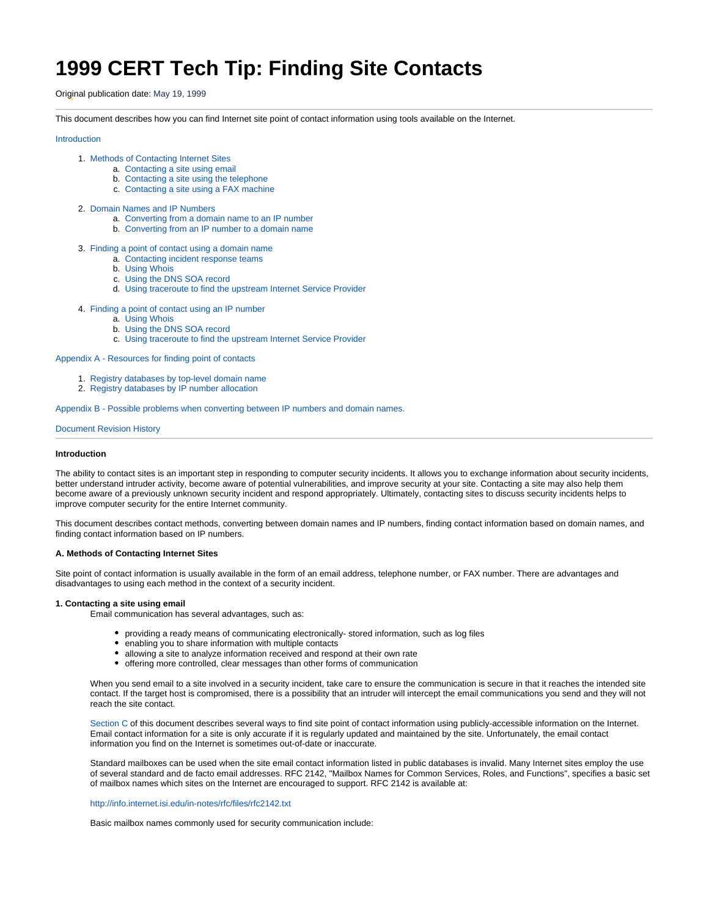# 1999 CERT Tech Tip: Finding Site Contacts

Original publication date: May 19, 1999

---

This document describes how you can find Internet site point of contact information using tools available on the Internet.

Introduction

1. Methods of Contacting Internet Sites
   a. Contacting a site using email
   b. Contacting a site using the telephone
   c. Contacting a site using a FAX machine
2. Domain Names and IP Numbers
   a. Converting from a domain name to an IP number
   b. Converting from an IP number to a domain name
3. Finding a point of contact using a domain name
   a. Contacting incident response teams
   b. Using Whois
   c. Using the DNS SOA record
   d. Using traceroute to find the upstream Internet Service Provider
4. Finding a point of contact using an IP number
   a. Using Whois
   b. Using the DNS SOA record
   c. Using traceroute to find the upstream Internet Service Provider

Appendix A - Resources for finding point of contacts

1. Registry databases by top-level domain name
2. Registry databases by IP number allocation

Appendix B - Possible problems when converting between IP numbers and domain names.

Document Revision History

---

**Introduction**

The ability to contact sites is an important step in responding to computer security incidents. It allows you to exchange information about security incidents, better understand intruder activity, become aware of potential vulnerabilities, and improve security at your site. Contacting a site may also help them become aware of a previously unknown security incident and respond appropriately. Ultimately, contacting sites to discuss security incidents helps to improve computer security for the entire Internet community.

This document describes contact methods, converting between domain names and IP numbers, finding contact information based on domain names, and finding contact information based on IP numbers.

**A. Methods of Contacting Internet Sites**

Site point of contact information is usually available in the form of an email address, telephone number, or FAX number. There are advantages and disadvantages to using each method in the context of a security incident.

**1. Contacting a site using email**

Email communication has several advantages, such as:

- providing a ready means of communicating electronically- stored information, such as log files
- enabling you to share information with multiple contacts
- allowing a site to analyze information received and respond at their own rate
- offering more controlled, clear messages than other forms of communication

When you send email to a site involved in a security incident, take care to ensure the communication is secure in that it reaches the intended site contact. If the target host is compromised, there is a possibility that an intruder will intercept the email communications you send and they will not reach the site contact.

Section C of this document describes several ways to find site point of contact information using publicly-accessible information on the Internet. Email contact information for a site is only accurate if it is regularly updated and maintained by the site. Unfortunately, the email contact information you find on the Internet is sometimes out-of-date or inaccurate.

Standard mailboxes can be used when the site email contact information listed in public databases is invalid. Many Internet sites employ the use of several standard and de facto email addresses. RFC 2142, "Mailbox Names for Common Services, Roles, and Functions", specifies a basic set of mailbox names which sites on the Internet are encouraged to support. RFC 2142 is available at:

http://info.internet.isi.edu/in-notes/rfc/files/rfc2142.txt

Basic mailbox names commonly used for security communication include: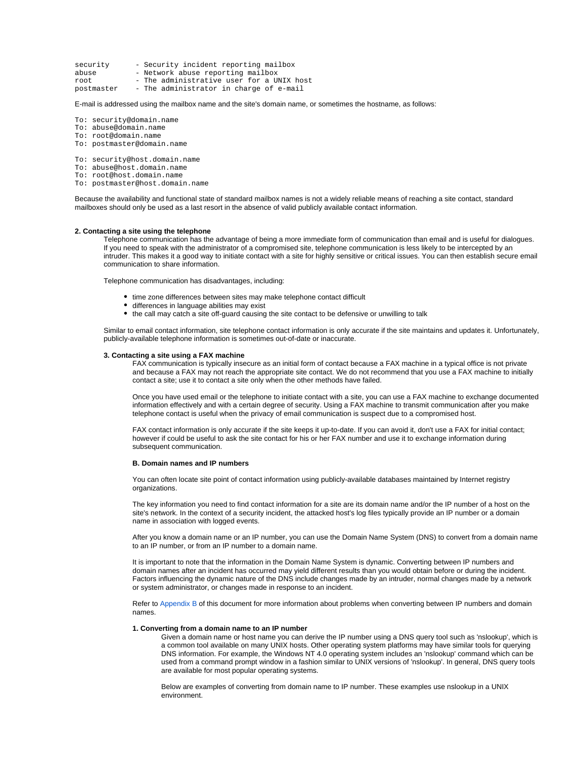```
security      - Security incident reporting mailbox
abuse         - Network abuse reporting mailbox
root          - The administrative user for a UNIX host
postmaster    - The administrator in charge of e-mail
```

E-mail is addressed using the mailbox name and the site's domain name, or sometimes the hostname, as follows:

```
To: security@domain.name
To: abuse@domain.name
To: root@domain.name
To: postmaster@domain.name

To: security@host.domain.name
To: abuse@host.domain.name
To: root@host.domain.name
To: postmaster@host.domain.name
```

Because the availability and functional state of standard mailbox names is not a widely reliable means of reaching a site contact, standard mailboxes should only be used as a last resort in the absence of valid publicly available contact information.

**2. Contacting a site using the telephone**

Telephone communication has the advantage of being a more immediate form of communication than email and is useful for dialogues. If you need to speak with the administrator of a compromised site, telephone communication is less likely to be intercepted by an intruder. This makes it a good way to initiate contact with a site for highly sensitive or critical issues. You can then establish secure email communication to share information.

Telephone communication has disadvantages, including:

- time zone differences between sites may make telephone contact difficult
- differences in language abilities may exist
- the call may catch a site off-guard causing the site contact to be defensive or unwilling to talk

Similar to email contact information, site telephone contact information is only accurate if the site maintains and updates it. Unfortunately, publicly-available telephone information is sometimes out-of-date or inaccurate.

**3. Contacting a site using a FAX machine**

FAX communication is typically insecure as an initial form of contact because a FAX machine in a typical office is not private and because a FAX may not reach the appropriate site contact. We do not recommend that you use a FAX machine to initially contact a site; use it to contact a site only when the other methods have failed.

Once you have used email or the telephone to initiate contact with a site, you can use a FAX machine to exchange documented information effectively and with a certain degree of security. Using a FAX machine to transmit communication after you make telephone contact is useful when the privacy of email communication is suspect due to a compromised host.

FAX contact information is only accurate if the site keeps it up-to-date. If you can avoid it, don't use a FAX for initial contact; however if could be useful to ask the site contact for his or her FAX number and use it to exchange information during subsequent communication.

**B. Domain names and IP numbers**

You can often locate site point of contact information using publicly-available databases maintained by Internet registry organizations.

The key information you need to find contact information for a site are its domain name and/or the IP number of a host on the site's network. In the context of a security incident, the attacked host's log files typically provide an IP number or a domain name in association with logged events.

After you know a domain name or an IP number, you can use the Domain Name System (DNS) to convert from a domain name to an IP number, or from an IP number to a domain name.

It is important to note that the information in the Domain Name System is dynamic. Converting between IP numbers and domain names after an incident has occurred may yield different results than you would obtain before or during the incident. Factors influencing the dynamic nature of the DNS include changes made by an intruder, normal changes made by a network or system administrator, or changes made in response to an incident.

Refer to Appendix B of this document for more information about problems when converting between IP numbers and domain names.

**1. Converting from a domain name to an IP number**

Given a domain name or host name you can derive the IP number using a DNS query tool such as 'nslookup', which is a common tool available on many UNIX hosts. Other operating system platforms may have similar tools for querying DNS information. For example, the Windows NT 4.0 operating system includes an 'nslookup' command which can be used from a command prompt window in a fashion similar to UNIX versions of 'nslookup'. In general, DNS query tools are available for most popular operating systems.

Below are examples of converting from domain name to IP number. These examples use nslookup in a UNIX environment.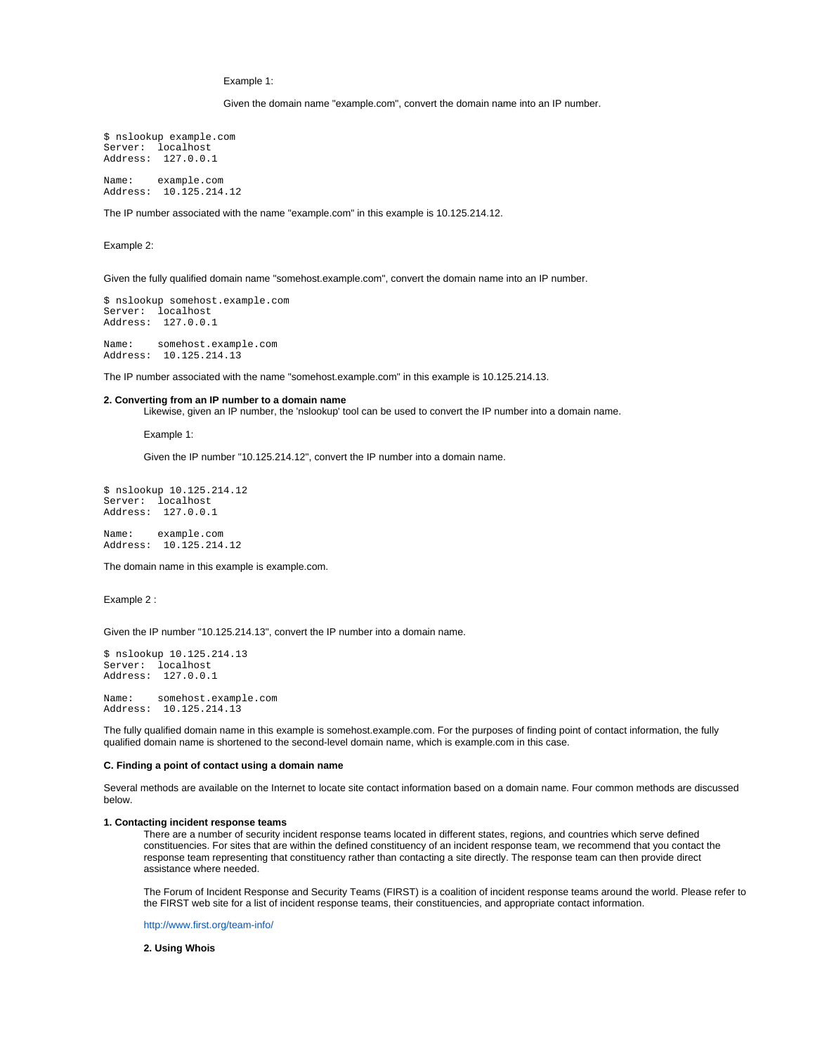Example 1:

Given the domain name "example.com", convert the domain name into an IP number.

```
$ nslookup example.com
Server:  localhost
Address:  127.0.0.1

Name:    example.com
Address:  10.125.214.12
```

The IP number associated with the name "example.com" in this example is 10.125.214.12.

Example 2:

Given the fully qualified domain name "somehost.example.com", convert the domain name into an IP number.

```
$ nslookup somehost.example.com
Server:  localhost
Address:  127.0.0.1

Name:    somehost.example.com
Address:  10.125.214.13
```

The IP number associated with the name "somehost.example.com" in this example is 10.125.214.13.

**2. Converting from an IP number to a domain name**

Likewise, given an IP number, the 'nslookup' tool can be used to convert the IP number into a domain name.

Example 1:

Given the IP number "10.125.214.12", convert the IP number into a domain name.

```
$ nslookup 10.125.214.12
Server:  localhost
Address:  127.0.0.1

Name:    example.com
Address:  10.125.214.12
```

The domain name in this example is example.com.

Example 2 :

Given the IP number "10.125.214.13", convert the IP number into a domain name.

```
$ nslookup 10.125.214.13
Server:  localhost
Address:  127.0.0.1

Name:    somehost.example.com
Address:  10.125.214.13
```

The fully qualified domain name in this example is somehost.example.com. For the purposes of finding point of contact information, the fully qualified domain name is shortened to the second-level domain name, which is example.com in this case.

**C. Finding a point of contact using a domain name**

Several methods are available on the Internet to locate site contact information based on a domain name. Four common methods are discussed below.

**1. Contacting incident response teams**

There are a number of security incident response teams located in different states, regions, and countries which serve defined constituencies. For sites that are within the defined constituency of an incident response team, we recommend that you contact the response team representing that constituency rather than contacting a site directly. The response team can then provide direct assistance where needed.

The Forum of Incident Response and Security Teams (FIRST) is a coalition of incident response teams around the world. Please refer to the FIRST web site for a list of incident response teams, their constituencies, and appropriate contact information.

http://www.first.org/team-info/

**2. Using Whois**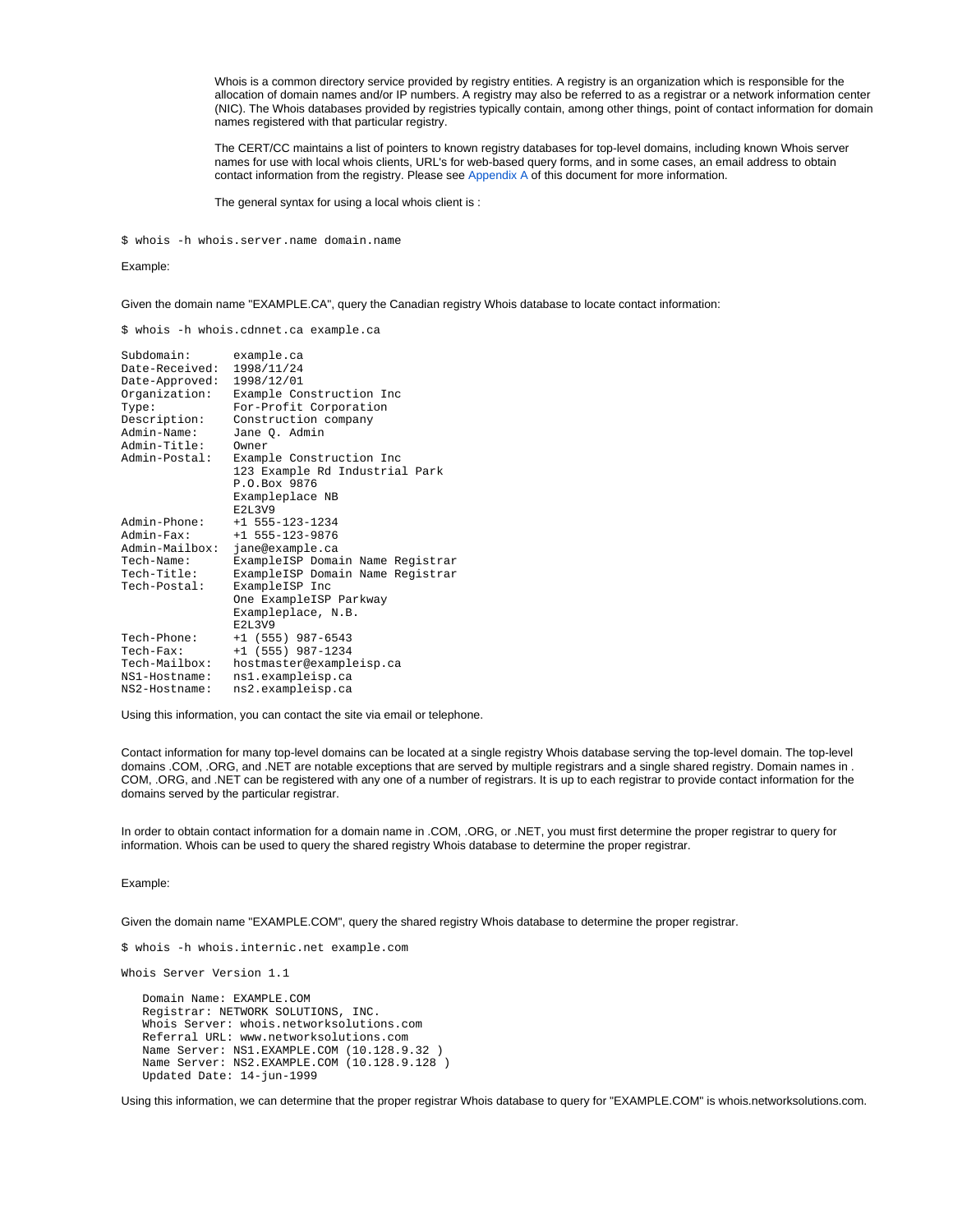Whois is a common directory service provided by registry entities. A registry is an organization which is responsible for the allocation of domain names and/or IP numbers. A registry may also be referred to as a registrar or a network information center (NIC). The Whois databases provided by registries typically contain, among other things, point of contact information for domain names registered with that particular registry.

The CERT/CC maintains a list of pointers to known registry databases for top-level domains, including known Whois server names for use with local whois clients, URL's for web-based query forms, and in some cases, an email address to obtain contact information from the registry. Please see Appendix A of this document for more information.

The general syntax for using a local whois client is :

```
$ whois -h whois.server.name domain.name
```

Example:

Given the domain name "EXAMPLE.CA", query the Canadian registry Whois database to locate contact information:

```
$ whois -h whois.cdnnet.ca example.ca

Subdomain:       example.ca
Date-Received:   1998/11/24
Date-Approved:   1998/12/01
Organization:    Example Construction Inc
Type:            For-Profit Corporation
Description:     Construction company
Admin-Name:      Jane Q. Admin
Admin-Title:     Owner
Admin-Postal:    Example Construction Inc
                 123 Example Rd Industrial Park
                 P.O.Box 9876
                 Exampleplace NB
                 E2L3V9
Admin-Phone:     +1 555-123-1234
Admin-Fax:       +1 555-123-9876
Admin-Mailbox:   jane@example.ca
Tech-Name:       ExampleISP Domain Name Registrar
Tech-Title:      ExampleISP Domain Name Registrar
Tech-Postal:     ExampleISP Inc
                 One ExampleISP Parkway
                 Exampleplace, N.B.
                 E2L3V9
Tech-Phone:      +1 (555) 987-6543
Tech-Fax:        +1 (555) 987-1234
Tech-Mailbox:    hostmaster@exampleisp.ca
NS1-Hostname:    ns1.exampleisp.ca
NS2-Hostname:    ns2.exampleisp.ca
```

Using this information, you can contact the site via email or telephone.

Contact information for many top-level domains can be located at a single registry Whois database serving the top-level domain. The top-level domains .COM, .ORG, and .NET are notable exceptions that are served by multiple registrars and a single shared registry. Domain names in . COM, .ORG, and .NET can be registered with any one of a number of registrars. It is up to each registrar to provide contact information for the domains served by the particular registrar.

In order to obtain contact information for a domain name in .COM, .ORG, or .NET, you must first determine the proper registrar to query for information. Whois can be used to query the shared registry Whois database to determine the proper registrar.

Example:

Given the domain name "EXAMPLE.COM", query the shared registry Whois database to determine the proper registrar.

```
$ whois -h whois.internic.net example.com

Whois Server Version 1.1

   Domain Name: EXAMPLE.COM
   Registrar: NETWORK SOLUTIONS, INC.
   Whois Server: whois.networksolutions.com
   Referral URL: www.networksolutions.com
   Name Server: NS1.EXAMPLE.COM (10.128.9.32 )
   Name Server: NS2.EXAMPLE.COM (10.128.9.128 )
   Updated Date: 14-jun-1999
```

Using this information, we can determine that the proper registrar Whois database to query for "EXAMPLE.COM" is whois.networksolutions.com.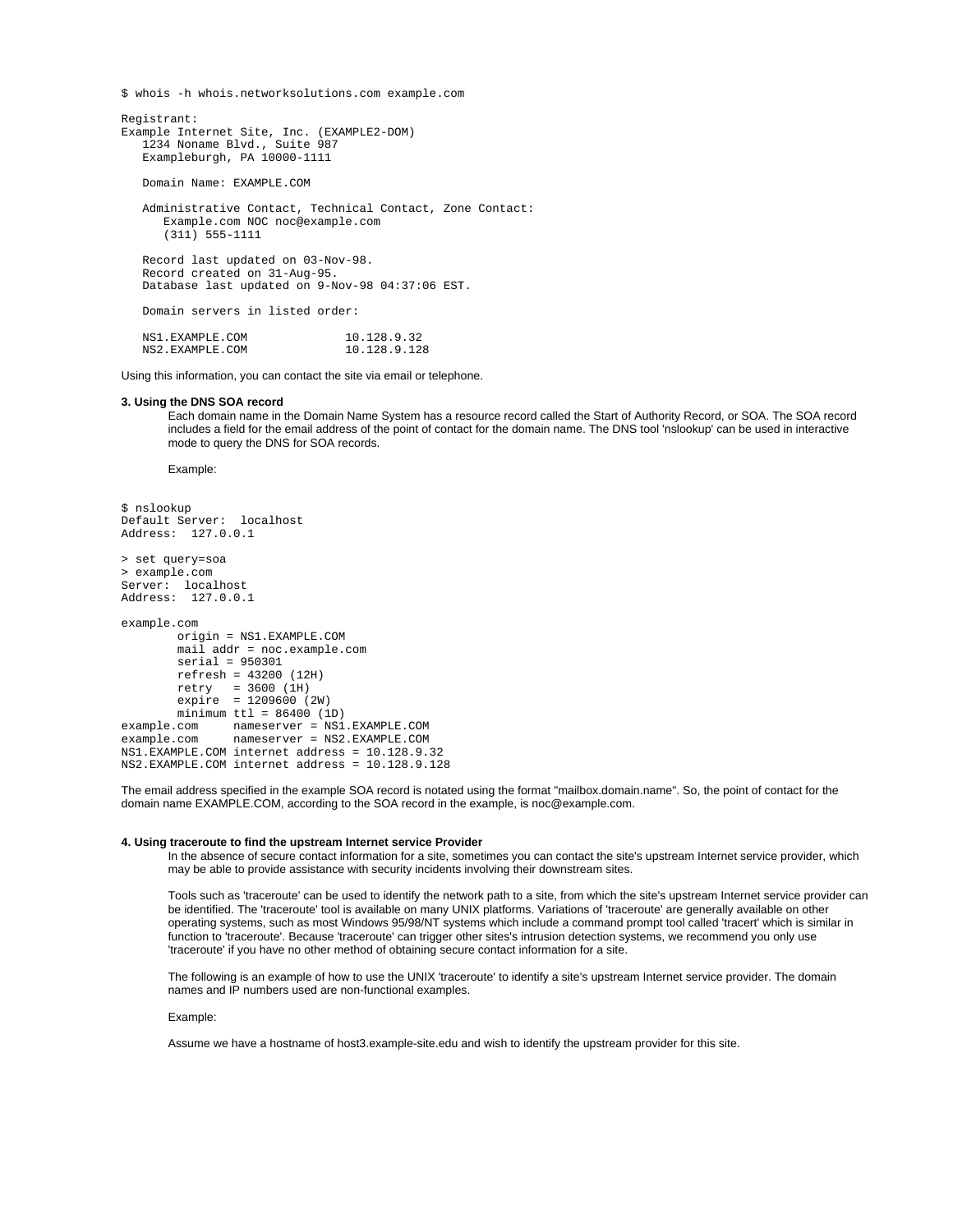```
$ whois -h whois.networksolutions.com example.com

Registrant:
Example Internet Site, Inc. (EXAMPLE2-DOM)
   1234 Noname Blvd., Suite 987
   Exampleburgh, PA 10000-1111

   Domain Name: EXAMPLE.COM

   Administrative Contact, Technical Contact, Zone Contact:
      Example.com NOC noc@example.com
      (311) 555-1111

   Record last updated on 03-Nov-98.
   Record created on 31-Aug-95.
   Database last updated on 9-Nov-98 04:37:06 EST.

   Domain servers in listed order:

   NS1.EXAMPLE.COM              10.128.9.32
   NS2.EXAMPLE.COM              10.128.9.128
```

Using this information, you can contact the site via email or telephone.

**3. Using the DNS SOA record**

Each domain name in the Domain Name System has a resource record called the Start of Authority Record, or SOA. The SOA record includes a field for the email address of the point of contact for the domain name. The DNS tool 'nslookup' can be used in interactive mode to query the DNS for SOA records.

Example:

```
$ nslookup
Default Server:  localhost
Address:  127.0.0.1

> set query=soa
> example.com
Server:  localhost
Address:  127.0.0.1

example.com
        origin = NS1.EXAMPLE.COM
        mail addr = noc.example.com
        serial = 950301
        refresh = 43200 (12H)
        retry   = 3600 (1H)
        expire  = 1209600 (2W)
        minimum ttl = 86400 (1D)
example.com     nameserver = NS1.EXAMPLE.COM
example.com     nameserver = NS2.EXAMPLE.COM
NS1.EXAMPLE.COM internet address = 10.128.9.32
NS2.EXAMPLE.COM internet address = 10.128.9.128
```

The email address specified in the example SOA record is notated using the format "mailbox.domain.name". So, the point of contact for the domain name EXAMPLE.COM, according to the SOA record in the example, is noc@example.com.

**4. Using traceroute to find the upstream Internet service Provider**

In the absence of secure contact information for a site, sometimes you can contact the site's upstream Internet service provider, which may be able to provide assistance with security incidents involving their downstream sites.

Tools such as 'traceroute' can be used to identify the network path to a site, from which the site's upstream Internet service provider can be identified. The 'traceroute' tool is available on many UNIX platforms. Variations of 'traceroute' are generally available on other operating systems, such as most Windows 95/98/NT systems which include a command prompt tool called 'tracert' which is similar in function to 'traceroute'. Because 'traceroute' can trigger other sites's intrusion detection systems, we recommend you only use 'traceroute' if you have no other method of obtaining secure contact information for a site.

The following is an example of how to use the UNIX 'traceroute' to identify a site's upstream Internet service provider. The domain names and IP numbers used are non-functional examples.

Example:

Assume we have a hostname of host3.example-site.edu and wish to identify the upstream provider for this site.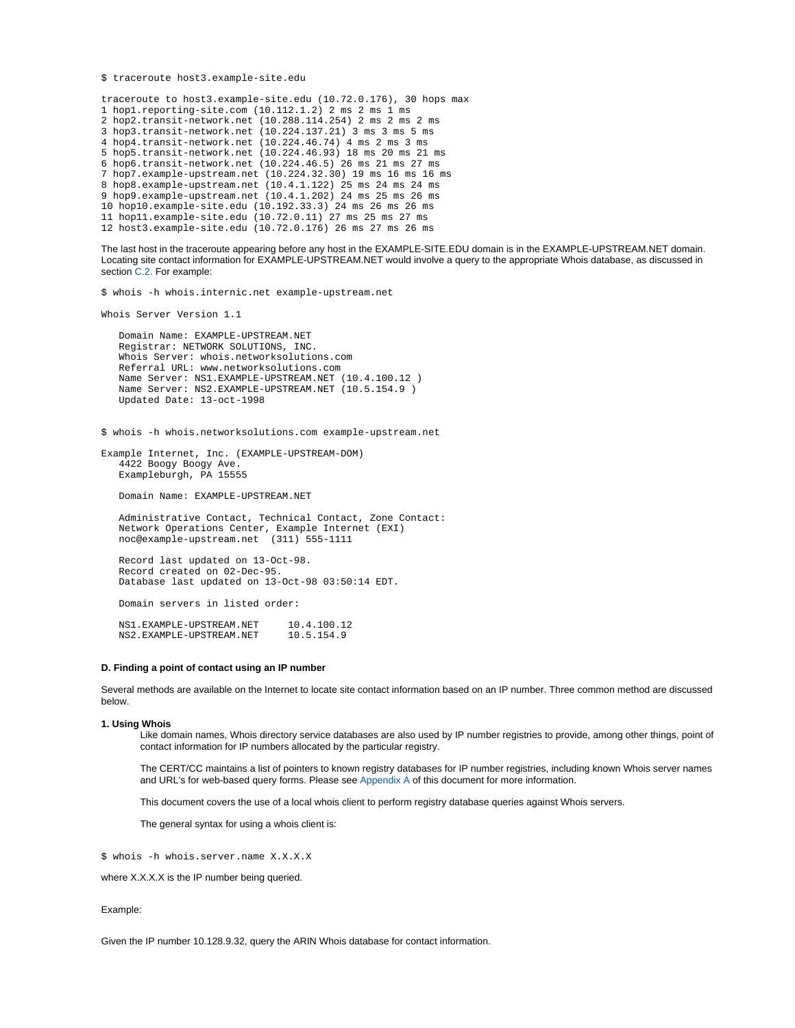```
$ traceroute host3.example-site.edu

traceroute to host3.example-site.edu (10.72.0.176), 30 hops max
1 hop1.reporting-site.com (10.112.1.2) 2 ms 2 ms 1 ms
2 hop2.transit-network.net (10.288.114.254) 2 ms 2 ms 2 ms
3 hop3.transit-network.net (10.224.137.21) 3 ms 3 ms 5 ms
4 hop4.transit-network.net (10.224.46.74) 4 ms 2 ms 3 ms
5 hop5.transit-network.net (10.224.46.93) 18 ms 20 ms 21 ms
6 hop6.transit-network.net (10.224.46.5) 26 ms 21 ms 27 ms
7 hop7.example-upstream.net (10.224.32.30) 19 ms 16 ms 16 ms
8 hop8.example-upstream.net (10.4.1.122) 25 ms 24 ms 24 ms
9 hop9.example-upstream.net (10.4.1.202) 24 ms 25 ms 26 ms
10 hop10.example-site.edu (10.192.33.3) 24 ms 26 ms 26 ms
11 hop11.example-site.edu (10.72.0.11) 27 ms 25 ms 27 ms
12 host3.example-site.edu (10.72.0.176) 26 ms 27 ms 26 ms
```

The last host in the traceroute appearing before any host in the EXAMPLE-SITE.EDU domain is in the EXAMPLE-UPSTREAM.NET domain. Locating site contact information for EXAMPLE-UPSTREAM.NET would involve a query to the appropriate Whois database, as discussed in section C.2. For example:

```
$ whois -h whois.internic.net example-upstream.net

Whois Server Version 1.1

   Domain Name: EXAMPLE-UPSTREAM.NET
   Registrar: NETWORK SOLUTIONS, INC.
   Whois Server: whois.networksolutions.com
   Referral URL: www.networksolutions.com
   Name Server: NS1.EXAMPLE-UPSTREAM.NET (10.4.100.12 )
   Name Server: NS2.EXAMPLE-UPSTREAM.NET (10.5.154.9 )
   Updated Date: 13-oct-1998


$ whois -h whois.networksolutions.com example-upstream.net

Example Internet, Inc. (EXAMPLE-UPSTREAM-DOM)
   4422 Boogy Boogy Ave.
   Exampleburgh, PA 15555

   Domain Name: EXAMPLE-UPSTREAM.NET

   Administrative Contact, Technical Contact, Zone Contact:
   Network Operations Center, Example Internet (EXI)
   noc@example-upstream.net  (311) 555-1111

   Record last updated on 13-Oct-98.
   Record created on 02-Dec-95.
   Database last updated on 13-Oct-98 03:50:14 EDT.

   Domain servers in listed order:

   NS1.EXAMPLE-UPSTREAM.NET     10.4.100.12
   NS2.EXAMPLE-UPSTREAM.NET     10.5.154.9
```

#### D. Finding a point of contact using an IP number

Several methods are available on the Internet to locate site contact information based on an IP number. Three common method are discussed below.

**1. Using Whois**

Like domain names, Whois directory service databases are also used by IP number registries to provide, among other things, point of contact information for IP numbers allocated by the particular registry.

The CERT/CC maintains a list of pointers to known registry databases for IP number registries, including known Whois server names and URL's for web-based query forms. Please see Appendix A of this document for more information.

This document covers the use of a local whois client to perform registry database queries against Whois servers.

The general syntax for using a whois client is:

```
$ whois -h whois.server.name X.X.X.X
```

where X.X.X.X is the IP number being queried.

Example:

Given the IP number 10.128.9.32, query the ARIN Whois database for contact information.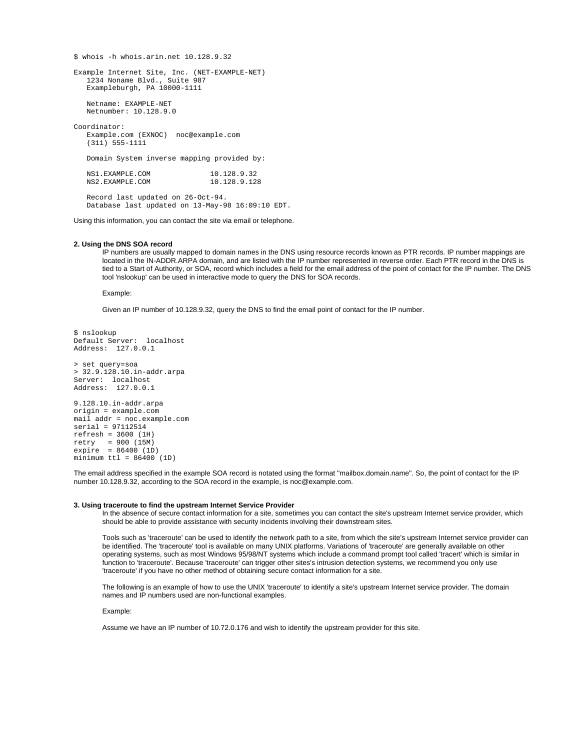```
$ whois -h whois.arin.net 10.128.9.32

Example Internet Site, Inc. (NET-EXAMPLE-NET)
   1234 Noname Blvd., Suite 987
   Exampleburgh, PA 10000-1111

   Netname: EXAMPLE-NET
   Netnumber: 10.128.9.0

Coordinator:
   Example.com (EXNOC)  noc@example.com
   (311) 555-1111

   Domain System inverse mapping provided by:

   NS1.EXAMPLE.COM              10.128.9.32
   NS2.EXAMPLE.COM              10.128.9.128

   Record last updated on 26-Oct-94.
   Database last updated on 13-May-98 16:09:10 EDT.
```

Using this information, you can contact the site via email or telephone.

**2. Using the DNS SOA record**

IP numbers are usually mapped to domain names in the DNS using resource records known as PTR records. IP number mappings are located in the IN-ADDR.ARPA domain, and are listed with the IP number represented in reverse order. Each PTR record in the DNS is tied to a Start of Authority, or SOA, record which includes a field for the email address of the point of contact for the IP number. The DNS tool 'nslookup' can be used in interactive mode to query the DNS for SOA records.

Example:

Given an IP number of 10.128.9.32, query the DNS to find the email point of contact for the IP number.

```
$ nslookup
Default Server:  localhost
Address:  127.0.0.1

> set query=soa
> 32.9.128.10.in-addr.arpa
Server:  localhost
Address:  127.0.0.1

9.128.10.in-addr.arpa
origin = example.com
mail addr = noc.example.com
serial = 97112514
refresh = 3600 (1H)
retry   = 900 (15M)
expire  = 86400 (1D)
minimum ttl = 86400 (1D)
```

The email address specified in the example SOA record is notated using the format "mailbox.domain.name". So, the point of contact for the IP number 10.128.9.32, according to the SOA record in the example, is noc@example.com.

**3. Using traceroute to find the upstream Internet Service Provider**

In the absence of secure contact information for a site, sometimes you can contact the site's upstream Internet service provider, which should be able to provide assistance with security incidents involving their downstream sites.

Tools such as 'traceroute' can be used to identify the network path to a site, from which the site's upstream Internet service provider can be identified. The 'traceroute' tool is available on many UNIX platforms. Variations of 'traceroute' are generally available on other operating systems, such as most Windows 95/98/NT systems which include a command prompt tool called 'tracert' which is similar in function to 'traceroute'. Because 'traceroute' can trigger other sites's intrusion detection systems, we recommend you only use 'traceroute' if you have no other method of obtaining secure contact information for a site.

The following is an example of how to use the UNIX 'traceroute' to identify a site's upstream Internet service provider. The domain names and IP numbers used are non-functional examples.

Example:

Assume we have an IP number of 10.72.0.176 and wish to identify the upstream provider for this site.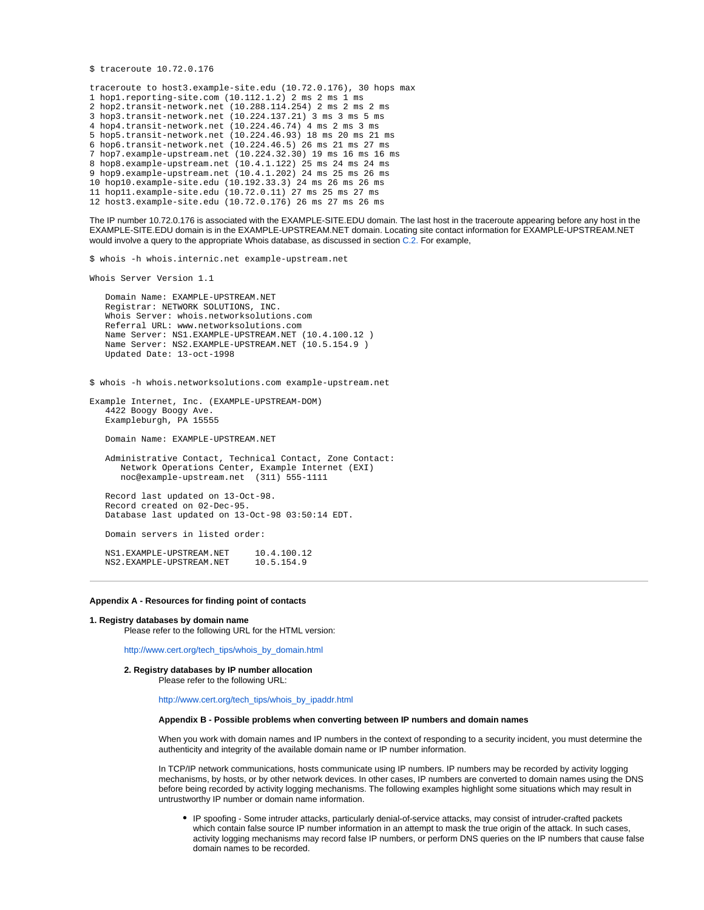```
$ traceroute 10.72.0.176

traceroute to host3.example-site.edu (10.72.0.176), 30 hops max
1 hop1.reporting-site.com (10.112.1.2) 2 ms 2 ms 1 ms
2 hop2.transit-network.net (10.288.114.254) 2 ms 2 ms 2 ms
3 hop3.transit-network.net (10.224.137.21) 3 ms 3 ms 5 ms
4 hop4.transit-network.net (10.224.46.74) 4 ms 2 ms 3 ms
5 hop5.transit-network.net (10.224.46.93) 18 ms 20 ms 21 ms
6 hop6.transit-network.net (10.224.46.5) 26 ms 21 ms 27 ms
7 hop7.example-upstream.net (10.224.32.30) 19 ms 16 ms 16 ms
8 hop8.example-upstream.net (10.4.1.122) 25 ms 24 ms 24 ms
9 hop9.example-upstream.net (10.4.1.202) 24 ms 25 ms 26 ms
10 hop10.example-site.edu (10.192.33.3) 24 ms 26 ms 26 ms
11 hop11.example-site.edu (10.72.0.11) 27 ms 25 ms 27 ms
12 host3.example-site.edu (10.72.0.176) 26 ms 27 ms 26 ms
```

The IP number 10.72.0.176 is associated with the EXAMPLE-SITE.EDU domain. The last host in the traceroute appearing before any host in the EXAMPLE-SITE.EDU domain is in the EXAMPLE-UPSTREAM.NET domain. Locating site contact information for EXAMPLE-UPSTREAM.NET would involve a query to the appropriate Whois database, as discussed in section C.2. For example,

```
$ whois -h whois.internic.net example-upstream.net

Whois Server Version 1.1

   Domain Name: EXAMPLE-UPSTREAM.NET
   Registrar: NETWORK SOLUTIONS, INC.
   Whois Server: whois.networksolutions.com
   Referral URL: www.networksolutions.com
   Name Server: NS1.EXAMPLE-UPSTREAM.NET (10.4.100.12 )
   Name Server: NS2.EXAMPLE-UPSTREAM.NET (10.5.154.9 )
   Updated Date: 13-oct-1998


$ whois -h whois.networksolutions.com example-upstream.net

Example Internet, Inc. (EXAMPLE-UPSTREAM-DOM)
   4422 Boogy Boogy Ave.
   Exampleburgh, PA 15555

   Domain Name: EXAMPLE-UPSTREAM.NET

   Administrative Contact, Technical Contact, Zone Contact:
      Network Operations Center, Example Internet (EXI)
      noc@example-upstream.net  (311) 555-1111

   Record last updated on 13-Oct-98.
   Record created on 02-Dec-95.
   Database last updated on 13-Oct-98 03:50:14 EDT.

   Domain servers in listed order:

   NS1.EXAMPLE-UPSTREAM.NET     10.4.100.12
   NS2.EXAMPLE-UPSTREAM.NET     10.5.154.9
```

---

**Appendix A - Resources for finding point of contacts**

**1. Registry databases by domain name**

Please refer to the following URL for the HTML version:

http://www.cert.org/tech_tips/whois_by_domain.html

**2. Registry databases by IP number allocation**

Please refer to the following URL:

http://www.cert.org/tech_tips/whois_by_ipaddr.html

**Appendix B - Possible problems when converting between IP numbers and domain names**

When you work with domain names and IP numbers in the context of responding to a security incident, you must determine the authenticity and integrity of the available domain name or IP number information.

In TCP/IP network communications, hosts communicate using IP numbers. IP numbers may be recorded by activity logging mechanisms, by hosts, or by other network devices. In other cases, IP numbers are converted to domain names using the DNS before being recorded by activity logging mechanisms. The following examples highlight some situations which may result in untrustworthy IP number or domain name information.

- IP spoofing - Some intruder attacks, particularly denial-of-service attacks, may consist of intruder-crafted packets which contain false source IP number information in an attempt to mask the true origin of the attack. In such cases, activity logging mechanisms may record false IP numbers, or perform DNS queries on the IP numbers that cause false domain names to be recorded.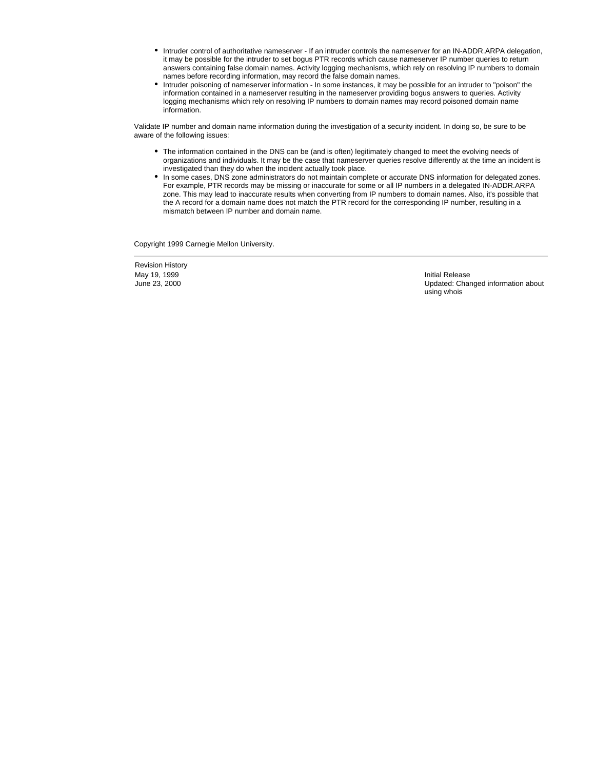- Intruder control of authoritative nameserver - If an intruder controls the nameserver for an IN-ADDR.ARPA delegation, it may be possible for the intruder to set bogus PTR records which cause nameserver IP number queries to return answers containing false domain names. Activity logging mechanisms, which rely on resolving IP numbers to domain names before recording information, may record the false domain names.
- Intruder poisoning of nameserver information - In some instances, it may be possible for an intruder to "poison" the information contained in a nameserver resulting in the nameserver providing bogus answers to queries. Activity logging mechanisms which rely on resolving IP numbers to domain names may record poisoned domain name information.

Validate IP number and domain name information during the investigation of a security incident. In doing so, be sure to be aware of the following issues:

- The information contained in the DNS can be (and is often) legitimately changed to meet the evolving needs of organizations and individuals. It may be the case that nameserver queries resolve differently at the time an incident is investigated than they do when the incident actually took place.
- In some cases, DNS zone administrators do not maintain complete or accurate DNS information for delegated zones. For example, PTR records may be missing or inaccurate for some or all IP numbers in a delegated IN-ADDR.ARPA zone. This may lead to inaccurate results when converting from IP numbers to domain names. Also, it's possible that the A record for a domain name does not match the PTR record for the corresponding IP number, resulting in a mismatch between IP number and domain name.

Copyright 1999 Carnegie Mellon University.

---

Revision History

| | |
|---|---|
| May 19, 1999 | Initial Release |
| June 23, 2000 | Updated: Changed information about using whois |